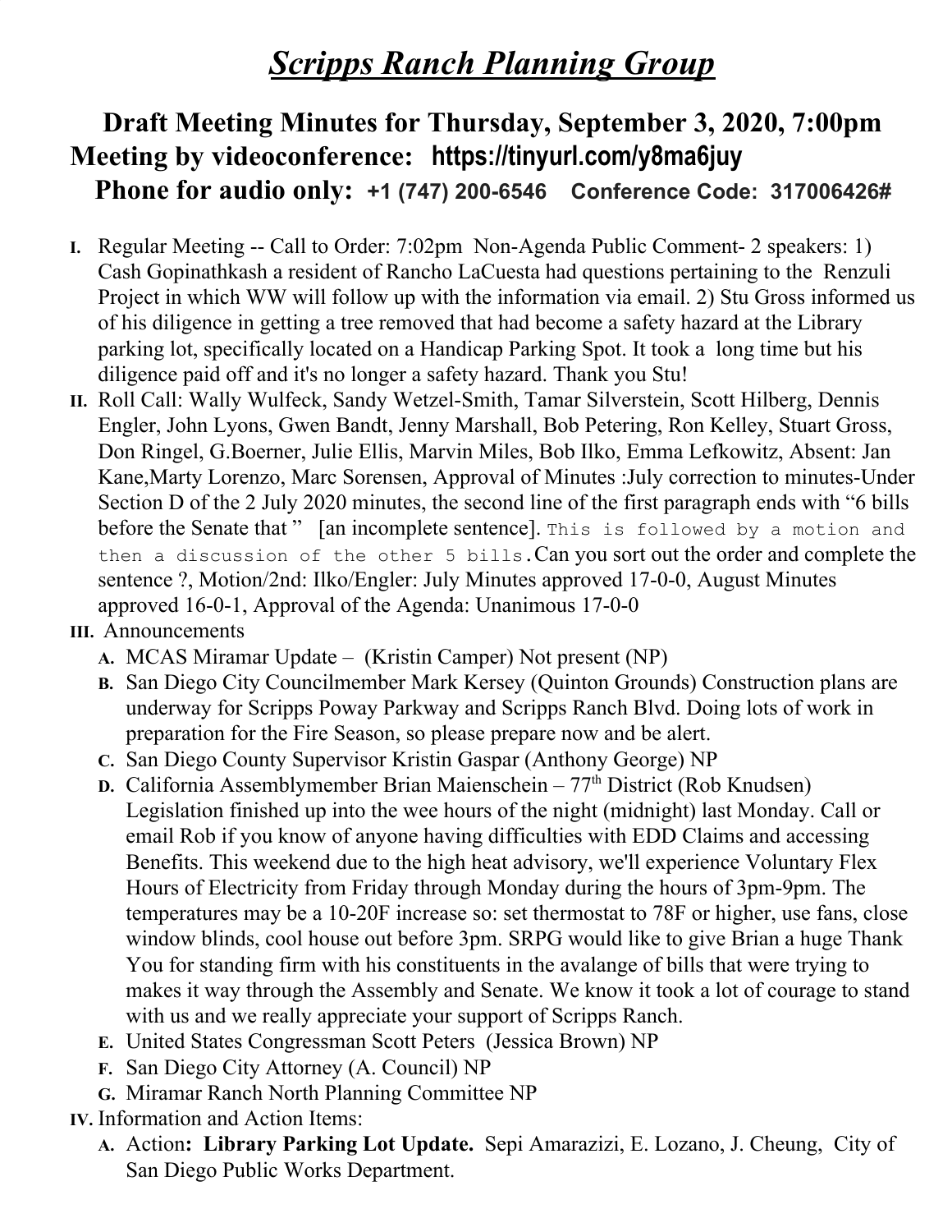# *Scripps Ranch Planning Group*

## Draft Meeting Minutes for Thursday, September 3, 2020, 7:00pm
## Meeting by videoconference: https://tinyurl.com/y8ma6juy
## Phone for audio only: +1 (747) 200-6546 Conference Code: 317006426#

**I.** Regular Meeting -- Call to Order: 7:02pm Non-Agenda Public Comment- 2 speakers: 1) Cash Gopinathkash a resident of Rancho LaCuesta had questions pertaining to the Renzuli Project in which WW will follow up with the information via email. 2) Stu Gross informed us of his diligence in getting a tree removed that had become a safety hazard at the Library parking lot, specifically located on a Handicap Parking Spot. It took a long time but his diligence paid off and it's no longer a safety hazard. Thank you Stu!

**II.** Roll Call: Wally Wulfeck, Sandy Wetzel-Smith, Tamar Silverstein, Scott Hilberg, Dennis Engler, John Lyons, Gwen Bandt, Jenny Marshall, Bob Petering, Ron Kelley, Stuart Gross, Don Ringel, G.Boerner, Julie Ellis, Marvin Miles, Bob Ilko, Emma Lefkowitz, Absent: Jan Kane,Marty Lorenzo, Marc Sorensen, Approval of Minutes :July correction to minutes-Under Section D of the 2 July 2020 minutes, the second line of the first paragraph ends with "6 bills before the Senate that " [an incomplete sentence]. `This is followed by a motion and then a discussion of the other 5 bills`.Can you sort out the order and complete the sentence ?, Motion/2nd: Ilko/Engler: July Minutes approved 17-0-0, August Minutes approved 16-0-1, Approval of the Agenda: Unanimous 17-0-0

**III.** Announcements

- **A.** MCAS Miramar Update – (Kristin Camper) Not present (NP)
- **B.** San Diego City Councilmember Mark Kersey (Quinton Grounds) Construction plans are underway for Scripps Poway Parkway and Scripps Ranch Blvd. Doing lots of work in preparation for the Fire Season, so please prepare now and be alert.
- **C.** San Diego County Supervisor Kristin Gaspar (Anthony George) NP
- **D.** California Assemblymember Brian Maienschein – 77th District (Rob Knudsen) Legislation finished up into the wee hours of the night (midnight) last Monday. Call or email Rob if you know of anyone having difficulties with EDD Claims and accessing Benefits. This weekend due to the high heat advisory, we'll experience Voluntary Flex Hours of Electricity from Friday through Monday during the hours of 3pm-9pm. The temperatures may be a 10-20F increase so: set thermostat to 78F or higher, use fans, close window blinds, cool house out before 3pm. SRPG would like to give Brian a huge Thank You for standing firm with his constituents in the avalange of bills that were trying to makes it way through the Assembly and Senate. We know it took a lot of courage to stand with us and we really appreciate your support of Scripps Ranch.
- **E.** United States Congressman Scott Peters (Jessica Brown) NP
- **F.** San Diego City Attorney (A. Council) NP
- **G.** Miramar Ranch North Planning Committee NP

**IV.** Information and Action Items:

- **A.** Action**: Library Parking Lot Update.** Sepi Amarazizi, E. Lozano, J. Cheung, City of San Diego Public Works Department.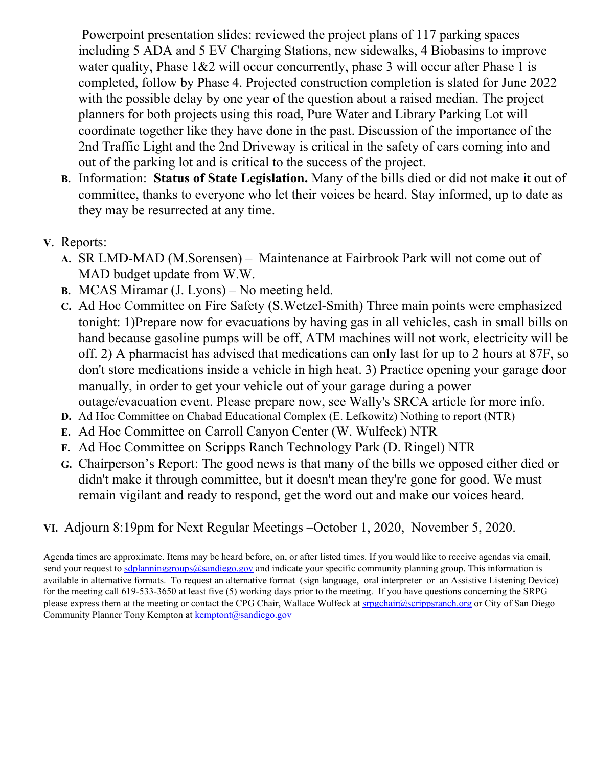Powerpoint presentation slides: reviewed the project plans of 117 parking spaces including 5 ADA and 5 EV Charging Stations, new sidewalks, 4 Biobasins to improve water quality, Phase 1&2 will occur concurrently, phase 3 will occur after Phase 1 is completed, follow by Phase 4. Projected construction completion is slated for June 2022 with the possible delay by one year of the question about a raised median. The project planners for both projects using this road, Pure Water and Library Parking Lot will coordinate together like they have done in the past. Discussion of the importance of the 2nd Traffic Light and the 2nd Driveway is critical in the safety of cars coming into and out of the parking lot and is critical to the success of the project.

B. Information: **Status of State Legislation.** Many of the bills died or did not make it out of committee, thanks to everyone who let their voices be heard. Stay informed, up to date as they may be resurrected at any time.

V. Reports:

A. SR LMD-MAD (M.Sorensen) – Maintenance at Fairbrook Park will not come out of MAD budget update from W.W.

B. MCAS Miramar (J. Lyons) – No meeting held.

C. Ad Hoc Committee on Fire Safety (S.Wetzel-Smith) Three main points were emphasized tonight: 1)Prepare now for evacuations by having gas in all vehicles, cash in small bills on hand because gasoline pumps will be off, ATM machines will not work, electricity will be off. 2) A pharmacist has advised that medications can only last for up to 2 hours at 87F, so don't store medications inside a vehicle in high heat. 3) Practice opening your garage door manually, in order to get your vehicle out of your garage during a power outage/evacuation event. Please prepare now, see Wally's SRCA article for more info.

D. Ad Hoc Committee on Chabad Educational Complex (E. Lefkowitz) Nothing to report (NTR)

E. Ad Hoc Committee on Carroll Canyon Center (W. Wulfeck) NTR

F. Ad Hoc Committee on Scripps Ranch Technology Park (D. Ringel) NTR

G. Chairperson's Report: The good news is that many of the bills we opposed either died or didn't make it through committee, but it doesn't mean they're gone for good. We must remain vigilant and ready to respond, get the word out and make our voices heard.

VI. Adjourn 8:19pm for Next Regular Meetings –October 1, 2020, November 5, 2020.

Agenda times are approximate. Items may be heard before, on, or after listed times. If you would like to receive agendas via email, send your request to sdplanninggroups@sandiego.gov and indicate your specific community planning group. This information is available in alternative formats. To request an alternative format (sign language, oral interpreter or an Assistive Listening Device) for the meeting call 619-533-3650 at least five (5) working days prior to the meeting. If you have questions concerning the SRPG please express them at the meeting or contact the CPG Chair, Wallace Wulfeck at srpgchair@scrippsranch.org or City of San Diego Community Planner Tony Kempton at kemptont@sandiego.gov